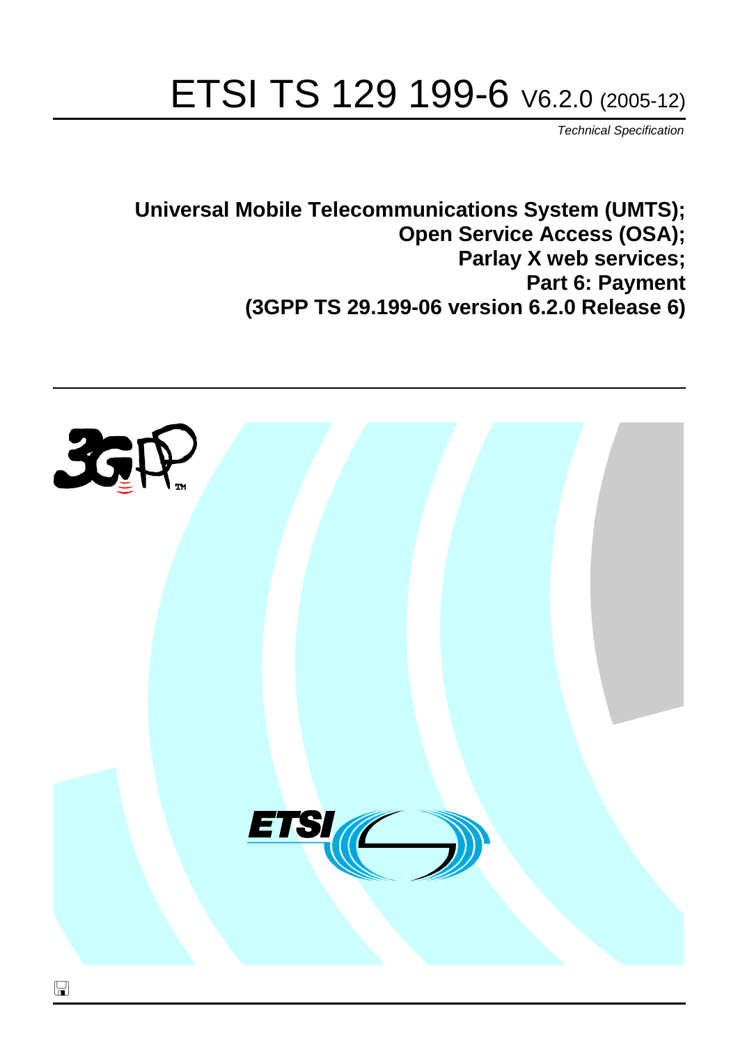# ETSI TS 129 199-6 V6.2.0 (2005-12)

*Technical Specification*

**Universal Mobile Telecommunications System (UMTS);**
**Open Service Access (OSA);**
**Parlay X web services;**
**Part 6: Payment**
**(3GPP TS 29.199-06 version 6.2.0 Release 6)**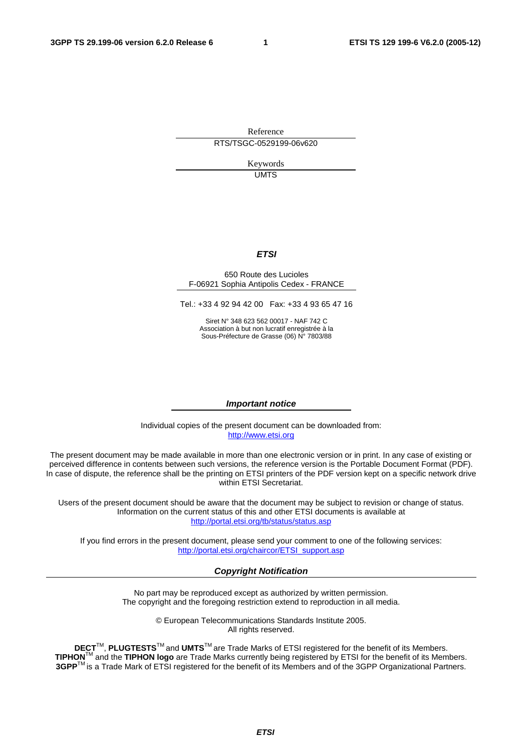Reference

RTS/TSGC-0529199-06v620

Keywords

UMTS

***ETSI***

650 Route des Lucioles
F-06921 Sophia Antipolis Cedex - FRANCE

Tel.: +33 4 92 94 42 00   Fax: +33 4 93 65 47 16

Siret N° 348 623 562 00017 - NAF 742 C
Association à but non lucratif enregistrée à la
Sous-Préfecture de Grasse (06) N° 7803/88

***Important notice***

Individual copies of the present document can be downloaded from:
http://www.etsi.org

The present document may be made available in more than one electronic version or in print. In any case of existing or perceived difference in contents between such versions, the reference version is the Portable Document Format (PDF). In case of dispute, the reference shall be the printing on ETSI printers of the PDF version kept on a specific network drive within ETSI Secretariat.

Users of the present document should be aware that the document may be subject to revision or change of status. Information on the current status of this and other ETSI documents is available at
http://portal.etsi.org/tb/status/status.asp

If you find errors in the present document, please send your comment to one of the following services:
http://portal.etsi.org/chaircor/ETSI_support.asp

***Copyright Notification***

No part may be reproduced except as authorized by written permission.
The copyright and the foregoing restriction extend to reproduction in all media.

© European Telecommunications Standards Institute 2005.
All rights reserved.

**DECT**™, **PLUGTESTS**™ and **UMTS**™ are Trade Marks of ETSI registered for the benefit of its Members.
**TIPHON**™ and the **TIPHON logo** are Trade Marks currently being registered by ETSI for the benefit of its Members.
**3GPP**™ is a Trade Mark of ETSI registered for the benefit of its Members and of the 3GPP Organizational Partners.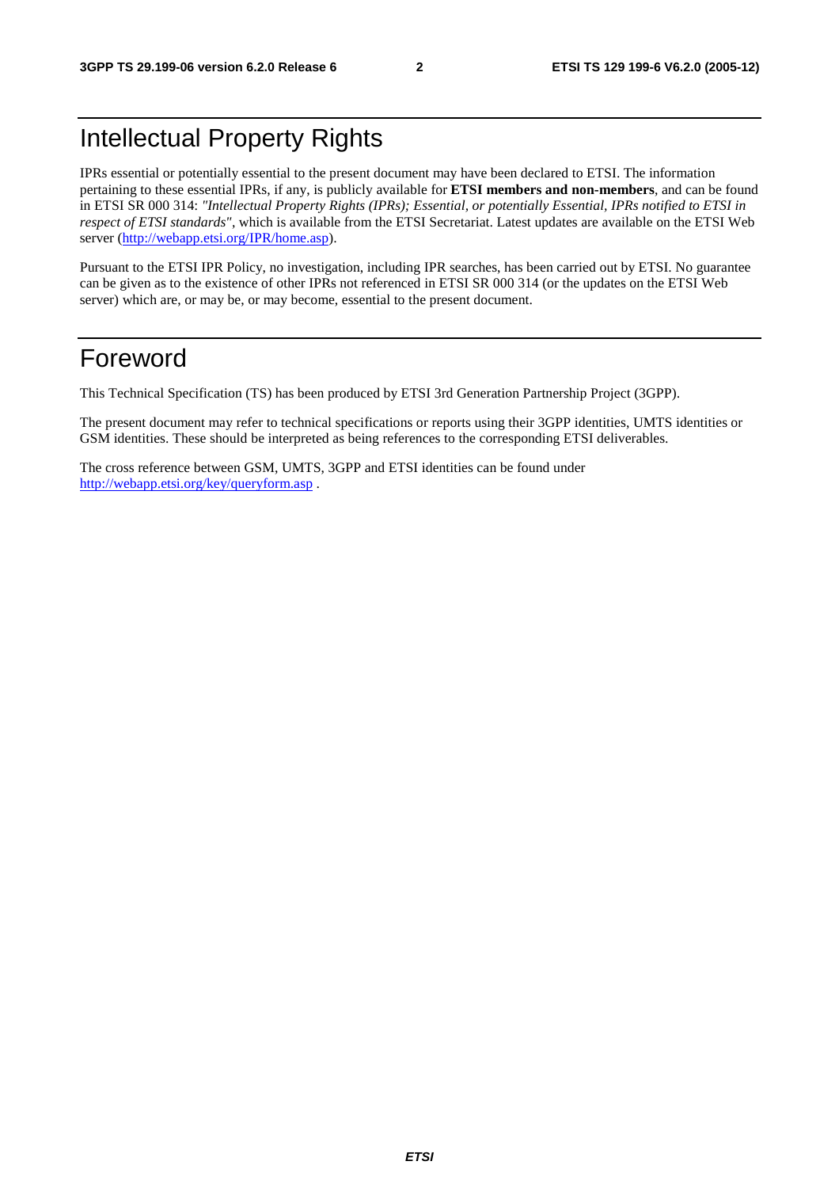# Intellectual Property Rights

IPRs essential or potentially essential to the present document may have been declared to ETSI. The information pertaining to these essential IPRs, if any, is publicly available for **ETSI members and non-members**, and can be found in ETSI SR 000 314: *"Intellectual Property Rights (IPRs); Essential, or potentially Essential, IPRs notified to ETSI in respect of ETSI standards"*, which is available from the ETSI Secretariat. Latest updates are available on the ETSI Web server (http://webapp.etsi.org/IPR/home.asp).

Pursuant to the ETSI IPR Policy, no investigation, including IPR searches, has been carried out by ETSI. No guarantee can be given as to the existence of other IPRs not referenced in ETSI SR 000 314 (or the updates on the ETSI Web server) which are, or may be, or may become, essential to the present document.

# Foreword

This Technical Specification (TS) has been produced by ETSI 3rd Generation Partnership Project (3GPP).

The present document may refer to technical specifications or reports using their 3GPP identities, UMTS identities or GSM identities. These should be interpreted as being references to the corresponding ETSI deliverables.

The cross reference between GSM, UMTS, 3GPP and ETSI identities can be found under http://webapp.etsi.org/key/queryform.asp .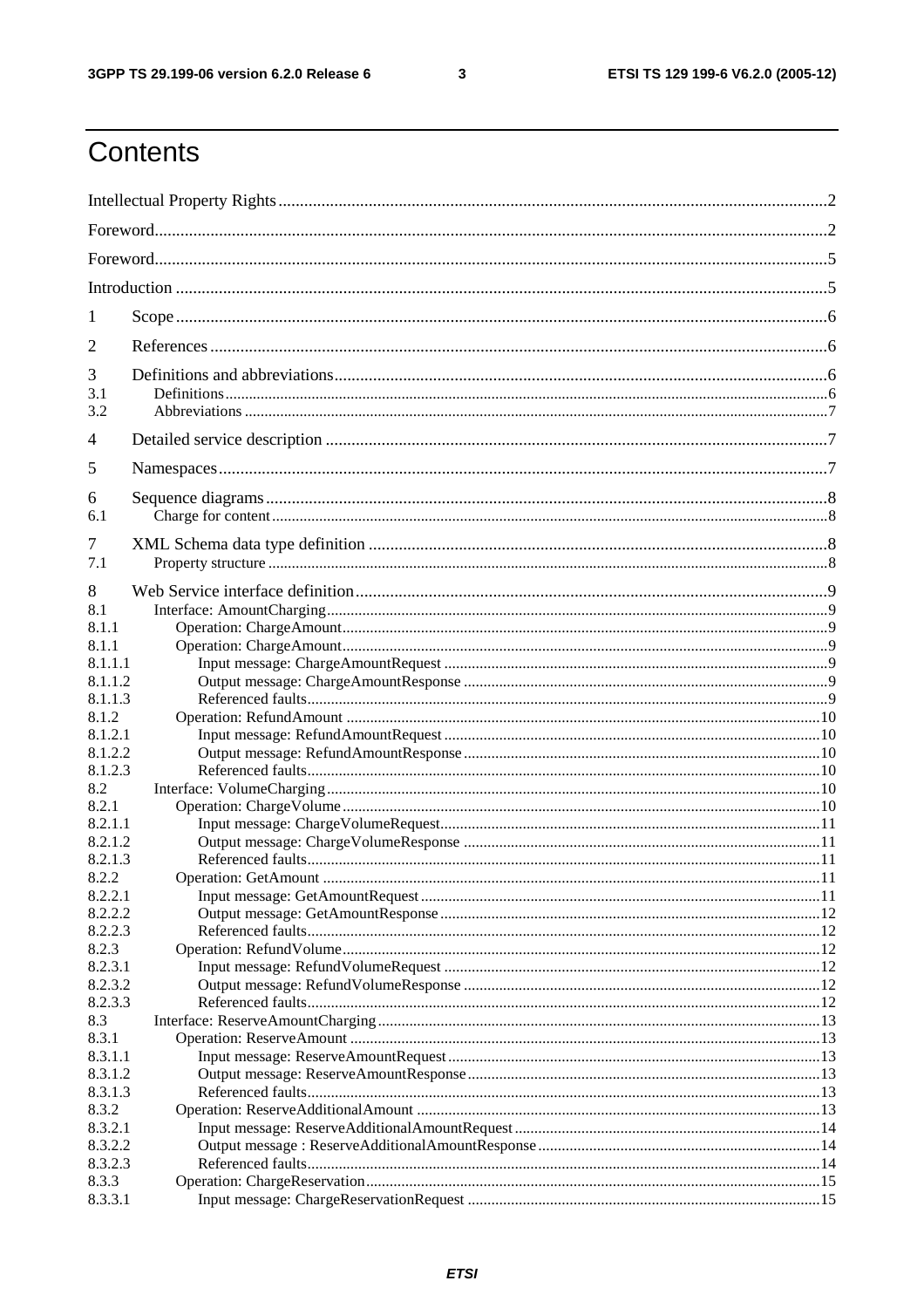# Contents

Intellectual Property Rights ..... 2

Foreword ..... 2

Foreword ..... 5

Introduction ..... 5

1 Scope ..... 6

2 References ..... 6

3 Definitions and abbreviations ..... 6

3.1 Definitions ..... 6

3.2 Abbreviations ..... 7

4 Detailed service description ..... 7

5 Namespaces ..... 7

6 Sequence diagrams ..... 8

6.1 Charge for content ..... 8

7 XML Schema data type definition ..... 8

7.1 Property structure ..... 8

8 Web Service interface definition ..... 9

8.1 Interface: AmountCharging ..... 9

8.1.1 Operation: ChargeAmount ..... 9

8.1.1 Operation: ChargeAmount ..... 9

8.1.1.1 Input message: ChargeAmountRequest ..... 9

8.1.1.2 Output message: ChargeAmountResponse ..... 9

8.1.1.3 Referenced faults ..... 9

8.1.2 Operation: RefundAmount ..... 10

8.1.2.1 Input message: RefundAmountRequest ..... 10

8.1.2.2 Output message: RefundAmountResponse ..... 10

8.1.2.3 Referenced faults ..... 10

8.2 Interface: VolumeCharging ..... 10

8.2.1 Operation: ChargeVolume ..... 10

8.2.1.1 Input message: ChargeVolumeRequest ..... 11

8.2.1.2 Output message: ChargeVolumeResponse ..... 11

8.2.1.3 Referenced faults ..... 11

8.2.2 Operation: GetAmount ..... 11

8.2.2.1 Input message: GetAmountRequest ..... 11

8.2.2.2 Output message: GetAmountResponse ..... 12

8.2.2.3 Referenced faults ..... 12

8.2.3 Operation: RefundVolume ..... 12

8.2.3.1 Input message: RefundVolumeRequest ..... 12

8.2.3.2 Output message: RefundVolumeResponse ..... 12

8.2.3.3 Referenced faults ..... 12

8.3 Interface: ReserveAmountCharging ..... 13

8.3.1 Operation: ReserveAmount ..... 13

8.3.1.1 Input message: ReserveAmountRequest ..... 13

8.3.1.2 Output message: ReserveAmountResponse ..... 13

8.3.1.3 Referenced faults ..... 13

8.3.2 Operation: ReserveAdditionalAmount ..... 13

8.3.2.1 Input message: ReserveAdditionalAmountRequest ..... 14

8.3.2.2 Output message : ReserveAdditionalAmountResponse ..... 14

8.3.2.3 Referenced faults ..... 14

8.3.3 Operation: ChargeReservation ..... 15

8.3.3.1 Input message: ChargeReservationRequest ..... 15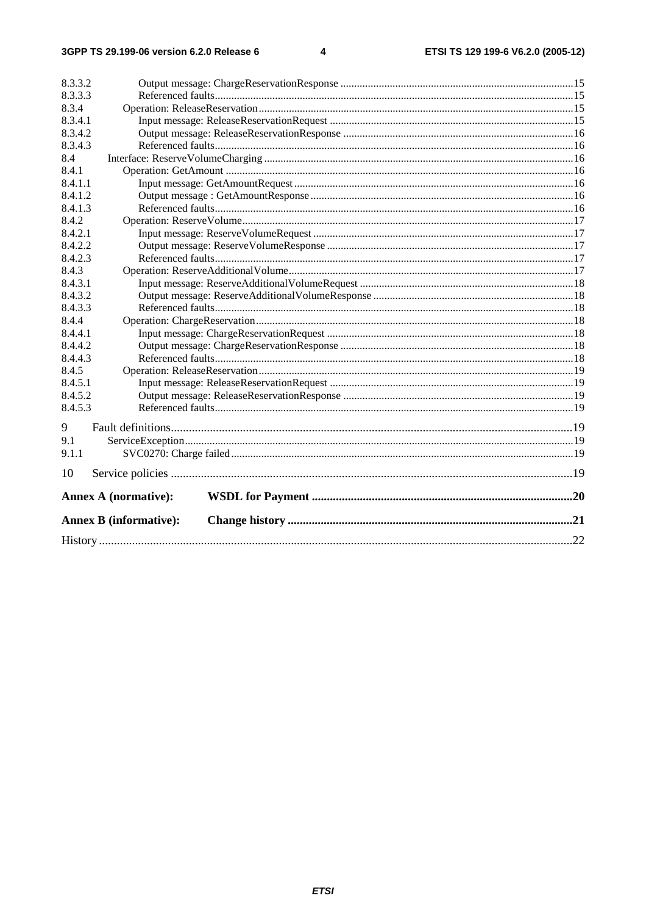8.3.3.2 Output message: ChargeReservationResponse ....15
8.3.3.3 Referenced faults....15
8.3.4 Operation: ReleaseReservation....15
8.3.4.1 Input message: ReleaseReservationRequest ....15
8.3.4.2 Output message: ReleaseReservationResponse ....16
8.3.4.3 Referenced faults....16
8.4 Interface: ReserveVolumeCharging ....16
8.4.1 Operation: GetAmount ....16
8.4.1.1 Input message: GetAmountRequest....16
8.4.1.2 Output message : GetAmountResponse....16
8.4.1.3 Referenced faults....16
8.4.2 Operation: ReserveVolume....17
8.4.2.1 Input message: ReserveVolumeRequest ....17
8.4.2.2 Output message: ReserveVolumeResponse ....17
8.4.2.3 Referenced faults....17
8.4.3 Operation: ReserveAdditionalVolume....17
8.4.3.1 Input message: ReserveAdditionalVolumeRequest ....18
8.4.3.2 Output message: ReserveAdditionalVolumeResponse ....18
8.4.3.3 Referenced faults....18
8.4.4 Operation: ChargeReservation....18
8.4.4.1 Input message: ChargeReservationRequest ....18
8.4.4.2 Output message: ChargeReservationResponse ....18
8.4.4.3 Referenced faults....18
8.4.5 Operation: ReleaseReservation....19
8.4.5.1 Input message: ReleaseReservationRequest ....19
8.4.5.2 Output message: ReleaseReservationResponse ....19
8.4.5.3 Referenced faults....19

9 Fault definitions....19
9.1 ServiceException....19
9.1.1 SVC0270: Charge failed....19

10 Service policies ....19

**Annex A (normative): WSDL for Payment ....20**

**Annex B (informative): Change history ....21**

History....22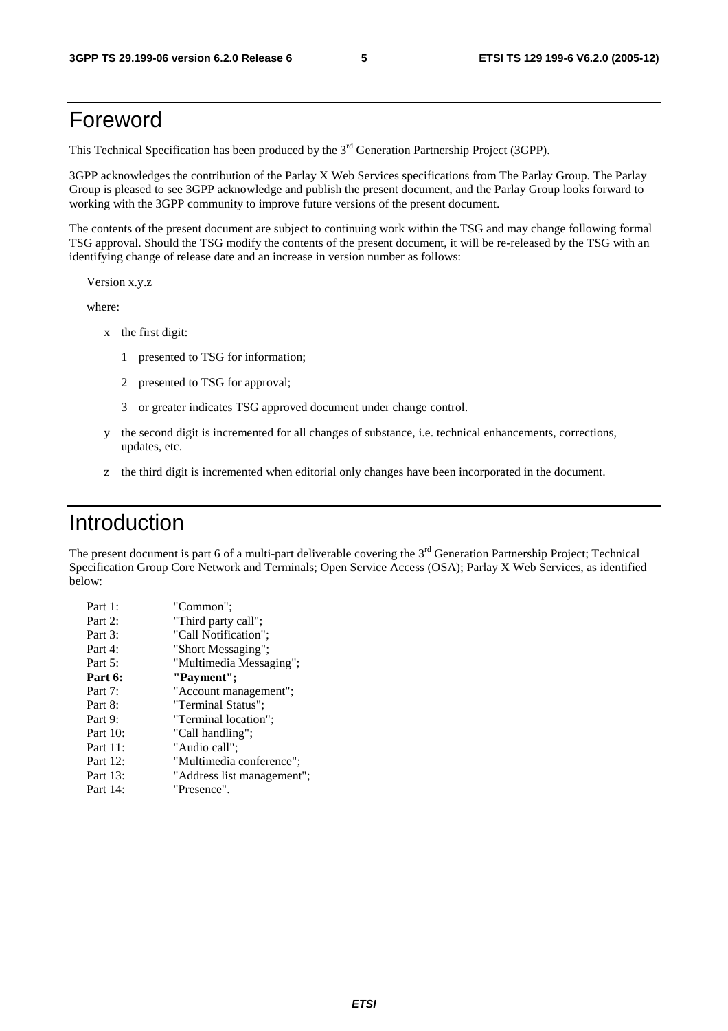# Foreword

This Technical Specification has been produced by the 3rd Generation Partnership Project (3GPP).

3GPP acknowledges the contribution of the Parlay X Web Services specifications from The Parlay Group. The Parlay Group is pleased to see 3GPP acknowledge and publish the present document, and the Parlay Group looks forward to working with the 3GPP community to improve future versions of the present document.

The contents of the present document are subject to continuing work within the TSG and may change following formal TSG approval. Should the TSG modify the contents of the present document, it will be re-released by the TSG with an identifying change of release date and an increase in version number as follows:

Version x.y.z

where:

- x the first digit:
  - 1 presented to TSG for information;
  - 2 presented to TSG for approval;
  - 3 or greater indicates TSG approved document under change control.
- y the second digit is incremented for all changes of substance, i.e. technical enhancements, corrections, updates, etc.
- z the third digit is incremented when editorial only changes have been incorporated in the document.

# Introduction

The present document is part 6 of a multi-part deliverable covering the 3rd Generation Partnership Project; Technical Specification Group Core Network and Terminals; Open Service Access (OSA); Parlay X Web Services, as identified below:

Part 1: "Common";
Part 2: "Third party call";
Part 3: "Call Notification";
Part 4: "Short Messaging";
Part 5: "Multimedia Messaging";
**Part 6: "Payment";**
Part 7: "Account management";
Part 8: "Terminal Status";
Part 9: "Terminal location";
Part 10: "Call handling";
Part 11: "Audio call";
Part 12: "Multimedia conference";
Part 13: "Address list management";
Part 14: "Presence".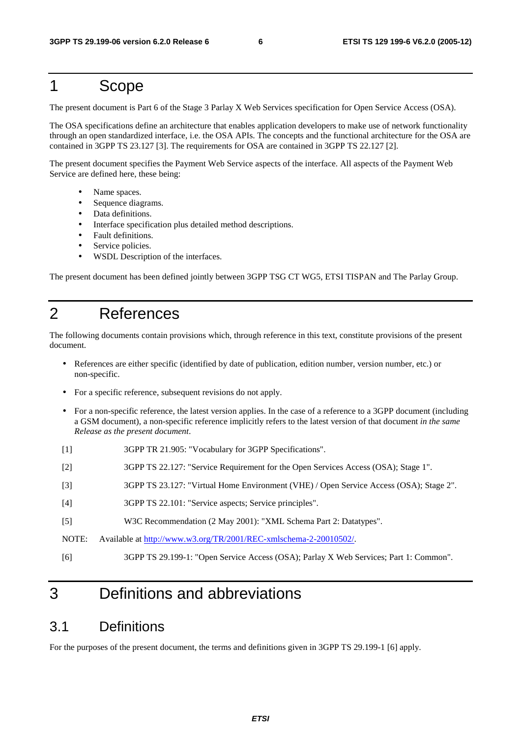# 1 Scope

The present document is Part 6 of the Stage 3 Parlay X Web Services specification for Open Service Access (OSA).

The OSA specifications define an architecture that enables application developers to make use of network functionality through an open standardized interface, i.e. the OSA APIs. The concepts and the functional architecture for the OSA are contained in 3GPP TS 23.127 [3]. The requirements for OSA are contained in 3GPP TS 22.127 [2].

The present document specifies the Payment Web Service aspects of the interface. All aspects of the Payment Web Service are defined here, these being:

- Name spaces.
- Sequence diagrams.
- Data definitions.
- Interface specification plus detailed method descriptions.
- Fault definitions.
- Service policies.
- WSDL Description of the interfaces.

The present document has been defined jointly between 3GPP TSG CT WG5, ETSI TISPAN and The Parlay Group.

# 2 References

The following documents contain provisions which, through reference in this text, constitute provisions of the present document.

- References are either specific (identified by date of publication, edition number, version number, etc.) or non-specific.
- For a specific reference, subsequent revisions do not apply.
- For a non-specific reference, the latest version applies. In the case of a reference to a 3GPP document (including a GSM document), a non-specific reference implicitly refers to the latest version of that document *in the same Release as the present document*.

[1] 3GPP TR 21.905: "Vocabulary for 3GPP Specifications".

[2] 3GPP TS 22.127: "Service Requirement for the Open Services Access (OSA); Stage 1".

[3] 3GPP TS 23.127: "Virtual Home Environment (VHE) / Open Service Access (OSA); Stage 2".

[4] 3GPP TS 22.101: "Service aspects; Service principles".

[5] W3C Recommendation (2 May 2001): "XML Schema Part 2: Datatypes".

NOTE: Available at http://www.w3.org/TR/2001/REC-xmlschema-2-20010502/.

[6] 3GPP TS 29.199-1: "Open Service Access (OSA); Parlay X Web Services; Part 1: Common".

# 3 Definitions and abbreviations

## 3.1 Definitions

For the purposes of the present document, the terms and definitions given in 3GPP TS 29.199-1 [6] apply.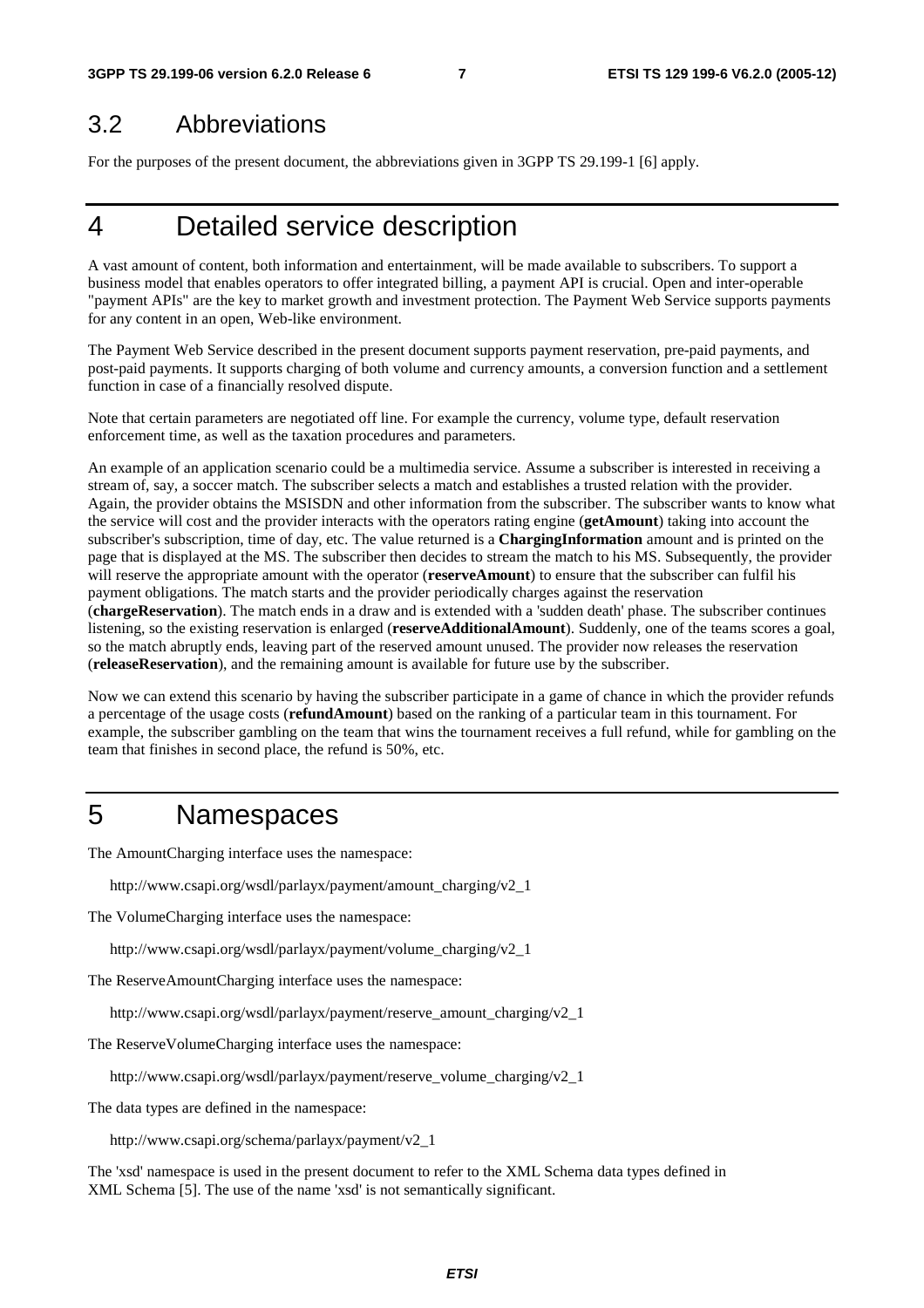## 3.2 Abbreviations

For the purposes of the present document, the abbreviations given in 3GPP TS 29.199-1 [6] apply.

# 4 Detailed service description

A vast amount of content, both information and entertainment, will be made available to subscribers. To support a business model that enables operators to offer integrated billing, a payment API is crucial. Open and inter-operable "payment APIs" are the key to market growth and investment protection. The Payment Web Service supports payments for any content in an open, Web-like environment.

The Payment Web Service described in the present document supports payment reservation, pre-paid payments, and post-paid payments. It supports charging of both volume and currency amounts, a conversion function and a settlement function in case of a financially resolved dispute.

Note that certain parameters are negotiated off line. For example the currency, volume type, default reservation enforcement time, as well as the taxation procedures and parameters.

An example of an application scenario could be a multimedia service. Assume a subscriber is interested in receiving a stream of, say, a soccer match. The subscriber selects a match and establishes a trusted relation with the provider. Again, the provider obtains the MSISDN and other information from the subscriber. The subscriber wants to know what the service will cost and the provider interacts with the operators rating engine (**getAmount**) taking into account the subscriber's subscription, time of day, etc. The value returned is a **ChargingInformation** amount and is printed on the page that is displayed at the MS. The subscriber then decides to stream the match to his MS. Subsequently, the provider will reserve the appropriate amount with the operator (**reserveAmount**) to ensure that the subscriber can fulfil his payment obligations. The match starts and the provider periodically charges against the reservation (**chargeReservation**). The match ends in a draw and is extended with a 'sudden death' phase. The subscriber continues listening, so the existing reservation is enlarged (**reserveAdditionalAmount**). Suddenly, one of the teams scores a goal, so the match abruptly ends, leaving part of the reserved amount unused. The provider now releases the reservation (**releaseReservation**), and the remaining amount is available for future use by the subscriber.

Now we can extend this scenario by having the subscriber participate in a game of chance in which the provider refunds a percentage of the usage costs (**refundAmount**) based on the ranking of a particular team in this tournament. For example, the subscriber gambling on the team that wins the tournament receives a full refund, while for gambling on the team that finishes in second place, the refund is 50%, etc.

# 5 Namespaces

The AmountCharging interface uses the namespace:

http://www.csapi.org/wsdl/parlayx/payment/amount_charging/v2_1

The VolumeCharging interface uses the namespace:

http://www.csapi.org/wsdl/parlayx/payment/volume_charging/v2_1

The ReserveAmountCharging interface uses the namespace:

http://www.csapi.org/wsdl/parlayx/payment/reserve_amount_charging/v2_1

The ReserveVolumeCharging interface uses the namespace:

http://www.csapi.org/wsdl/parlayx/payment/reserve_volume_charging/v2_1

The data types are defined in the namespace:

http://www.csapi.org/schema/parlayx/payment/v2_1

The 'xsd' namespace is used in the present document to refer to the XML Schema data types defined in XML Schema [5]. The use of the name 'xsd' is not semantically significant.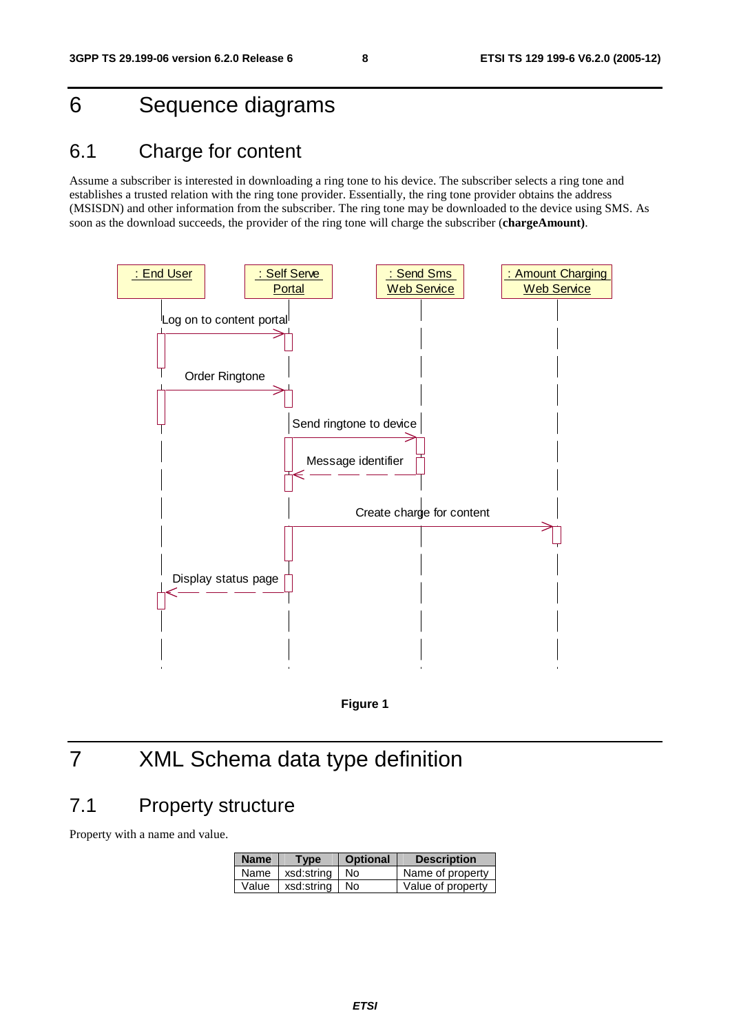# 6 Sequence diagrams

## 6.1 Charge for content

Assume a subscriber is interested in downloading a ring tone to his device. The subscriber selects a ring tone and establishes a trusted relation with the ring tone provider. Essentially, the ring tone provider obtains the address (MSISDN) and other information from the subscriber. The ring tone may be downloaded to the device using SMS. As soon as the download succeeds, the provider of the ring tone will charge the subscriber (**chargeAmount)**.

: End User | : Self Serve Portal | : Send Sms Web Service | : Amount Charging Web Service

Log on to content portal

Order Ringtone

Send ringtone to device

Message identifier

Create charge for content

Display status page

**Figure 1**

# 7 XML Schema data type definition

## 7.1 Property structure

Property with a name and value.

| Name | Type | Optional | Description |
| --- | --- | --- | --- |
| Name | xsd:string | No | Name of property |
| Value | xsd:string | No | Value of property |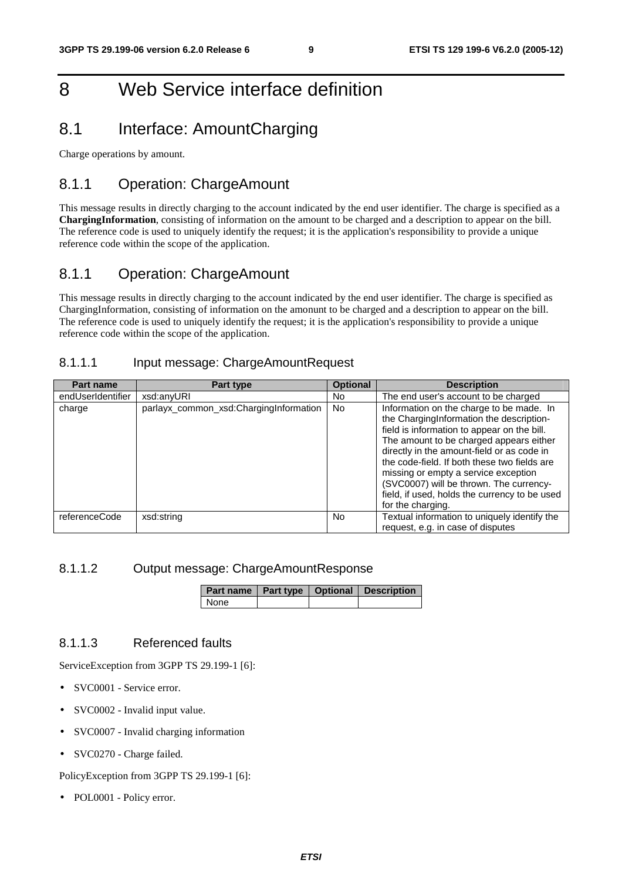# 8 Web Service interface definition

## 8.1 Interface: AmountCharging

Charge operations by amount.

### 8.1.1 Operation: ChargeAmount

This message results in directly charging to the account indicated by the end user identifier. The charge is specified as a **ChargingInformation**, consisting of information on the amount to be charged and a description to appear on the bill. The reference code is used to uniquely identify the request; it is the application's responsibility to provide a unique reference code within the scope of the application.

### 8.1.1 Operation: ChargeAmount

This message results in directly charging to the account indicated by the end user identifier. The charge is specified as ChargingInformation, consisting of information on the amonunt to be charged and a description to appear on the bill. The reference code is used to uniquely identify the request; it is the application's responsibility to provide a unique reference code within the scope of the application.

#### 8.1.1.1 Input message: ChargeAmountRequest

| Part name | Part type | Optional | Description |
|---|---|---|---|
| endUserIdentifier | xsd:anyURI | No | The end user's account to be charged |
| charge | parlayx_common_xsd:ChargingInformation | No | Information on the charge to be made. In the ChargingInformation the description-field is information to appear on the bill. The amount to be charged appears either directly in the amount-field or as code in the code-field. If both these two fields are missing or empty a service exception (SVC0007) will be thrown. The currency-field, if used, holds the currency to be used for the charging. |
| referenceCode | xsd:string | No | Textual information to uniquely identify the request, e.g. in case of disputes |

#### 8.1.1.2 Output message: ChargeAmountResponse

| Part name | Part type | Optional | Description |
|---|---|---|---|
| None | | | |

#### 8.1.1.3 Referenced faults

ServiceException from 3GPP TS 29.199-1 [6]:

- SVC0001 - Service error.
- SVC0002 - Invalid input value.
- SVC0007 - Invalid charging information
- SVC0270 - Charge failed.

PolicyException from 3GPP TS 29.199-1 [6]:

- POL0001 - Policy error.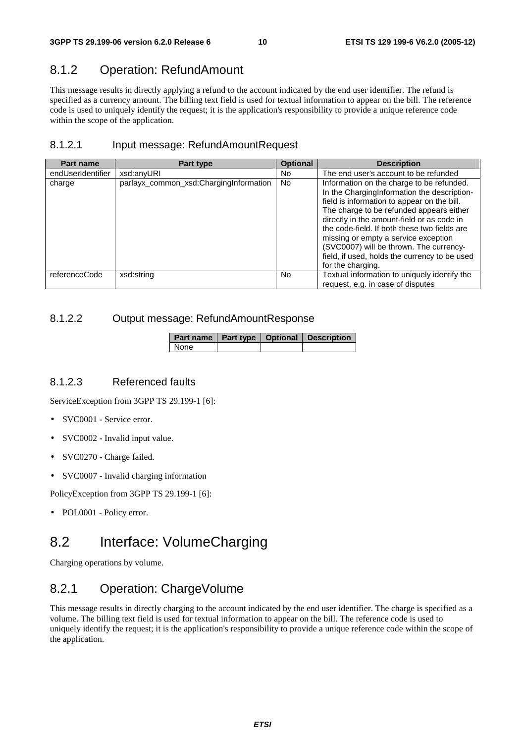### 8.1.2 Operation: RefundAmount

This message results in directly applying a refund to the account indicated by the end user identifier. The refund is specified as a currency amount. The billing text field is used for textual information to appear on the bill. The reference code is used to uniquely identify the request; it is the application's responsibility to provide a unique reference code within the scope of the application.

#### 8.1.2.1 Input message: RefundAmountRequest

| Part name | Part type | Optional | Description |
| --- | --- | --- | --- |
| endUserIdentifier | xsd:anyURI | No | The end user's account to be refunded |
| charge | parlayx_common_xsd:ChargingInformation | No | Information on the charge to be refunded. In the ChargingInformation the description-field is information to appear on the bill. The charge to be refunded appears either directly in the amount-field or as code in the code-field. If both these two fields are missing or empty a service exception (SVC0007) will be thrown. The currency-field, if used, holds the currency to be used for the charging. |
| referenceCode | xsd:string | No | Textual information to uniquely identify the request, e.g. in case of disputes |

#### 8.1.2.2 Output message: RefundAmountResponse

| Part name | Part type | Optional | Description |
| --- | --- | --- | --- |
| None | | | |

#### 8.1.2.3 Referenced faults

ServiceException from 3GPP TS 29.199-1 [6]:

- SVC0001 - Service error.
- SVC0002 - Invalid input value.
- SVC0270 - Charge failed.
- SVC0007 - Invalid charging information

PolicyException from 3GPP TS 29.199-1 [6]:

- POL0001 - Policy error.

## 8.2 Interface: VolumeCharging

Charging operations by volume.

### 8.2.1 Operation: ChargeVolume

This message results in directly charging to the account indicated by the end user identifier. The charge is specified as a volume. The billing text field is used for textual information to appear on the bill. The reference code is used to uniquely identify the request; it is the application's responsibility to provide a unique reference code within the scope of the application.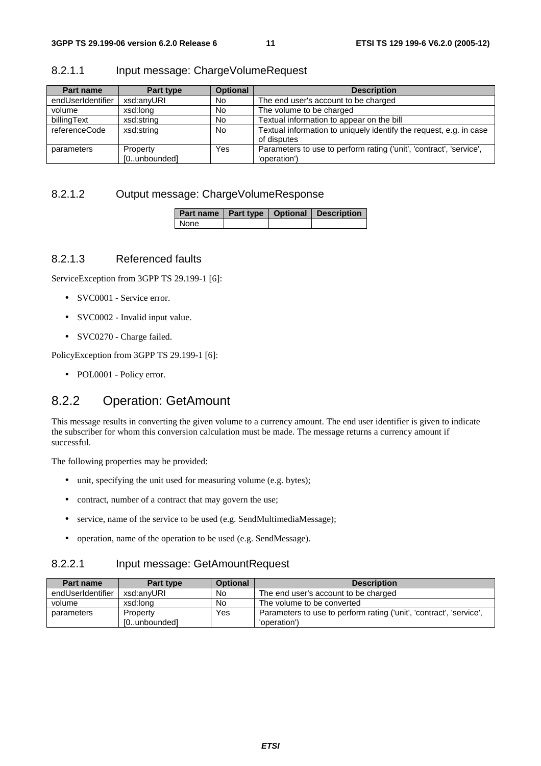#### 8.2.1.1 Input message: ChargeVolumeRequest

| Part name | Part type | Optional | Description |
|---|---|---|---|
| endUserIdentifier | xsd:anyURI | No | The end user's account to be charged |
| volume | xsd:long | No | The volume to be charged |
| billingText | xsd:string | No | Textual information to appear on the bill |
| referenceCode | xsd:string | No | Textual information to uniquely identify the request, e.g. in case of disputes |
| parameters | Property [0..unbounded] | Yes | Parameters to use to perform rating ('unit', 'contract', 'service', 'operation') |

#### 8.2.1.2 Output message: ChargeVolumeResponse

| Part name | Part type | Optional | Description |
|---|---|---|---|
| None | | | |

#### 8.2.1.3 Referenced faults

ServiceException from 3GPP TS 29.199-1 [6]:

- SVC0001 - Service error.
- SVC0002 - Invalid input value.
- SVC0270 - Charge failed.

PolicyException from 3GPP TS 29.199-1 [6]:

- POL0001 - Policy error.

### 8.2.2 Operation: GetAmount

This message results in converting the given volume to a currency amount. The end user identifier is given to indicate the subscriber for whom this conversion calculation must be made. The message returns a currency amount if successful.

The following properties may be provided:

- unit, specifying the unit used for measuring volume (e.g. bytes);
- contract, number of a contract that may govern the use;
- service, name of the service to be used (e.g. SendMultimediaMessage);
- operation, name of the operation to be used (e.g. SendMessage).

#### 8.2.2.1 Input message: GetAmountRequest

| Part name | Part type | Optional | Description |
|---|---|---|---|
| endUserIdentifier | xsd:anyURI | No | The end user's account to be charged |
| volume | xsd:long | No | The volume to be converted |
| parameters | Property [0..unbounded] | Yes | Parameters to use to perform rating ('unit', 'contract', 'service', 'operation') |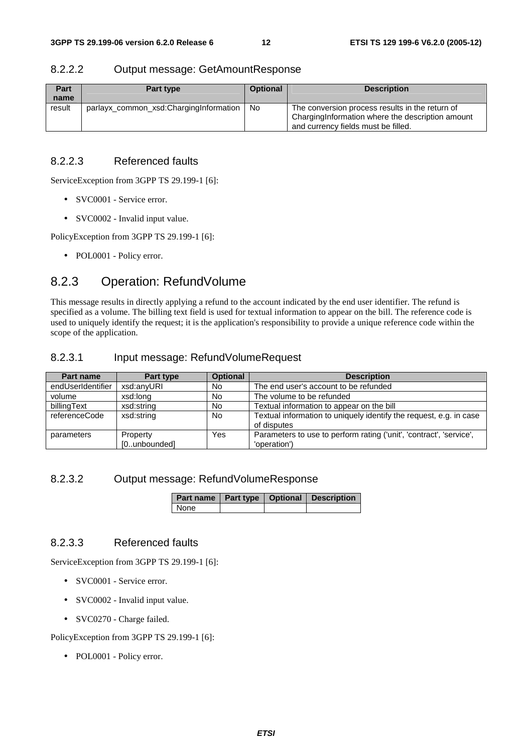#### 8.2.2.2 Output message: GetAmountResponse

| Part name | Part type | Optional | Description |
| --- | --- | --- | --- |
| result | parlayx_common_xsd:ChargingInformation | No | The conversion process results in the return of ChargingInformation where the description amount and currency fields must be filled. |

#### 8.2.2.3 Referenced faults

ServiceException from 3GPP TS 29.199-1 [6]:

- SVC0001 - Service error.
- SVC0002 - Invalid input value.

PolicyException from 3GPP TS 29.199-1 [6]:

- POL0001 - Policy error.

### 8.2.3 Operation: RefundVolume

This message results in directly applying a refund to the account indicated by the end user identifier. The refund is specified as a volume. The billing text field is used for textual information to appear on the bill. The reference code is used to uniquely identify the request; it is the application's responsibility to provide a unique reference code within the scope of the application.

#### 8.2.3.1 Input message: RefundVolumeRequest

| Part name | Part type | Optional | Description |
| --- | --- | --- | --- |
| endUserIdentifier | xsd:anyURI | No | The end user's account to be refunded |
| volume | xsd:long | No | The volume to be refunded |
| billingText | xsd:string | No | Textual information to appear on the bill |
| referenceCode | xsd:string | No | Textual information to uniquely identify the request, e.g. in case of disputes |
| parameters | Property [0..unbounded] | Yes | Parameters to use to perform rating ('unit', 'contract', 'service', 'operation') |

#### 8.2.3.2 Output message: RefundVolumeResponse

| Part name | Part type | Optional | Description |
| --- | --- | --- | --- |
| None | | | |

#### 8.2.3.3 Referenced faults

ServiceException from 3GPP TS 29.199-1 [6]:

- SVC0001 - Service error.
- SVC0002 - Invalid input value.
- SVC0270 - Charge failed.

PolicyException from 3GPP TS 29.199-1 [6]:

- POL0001 - Policy error.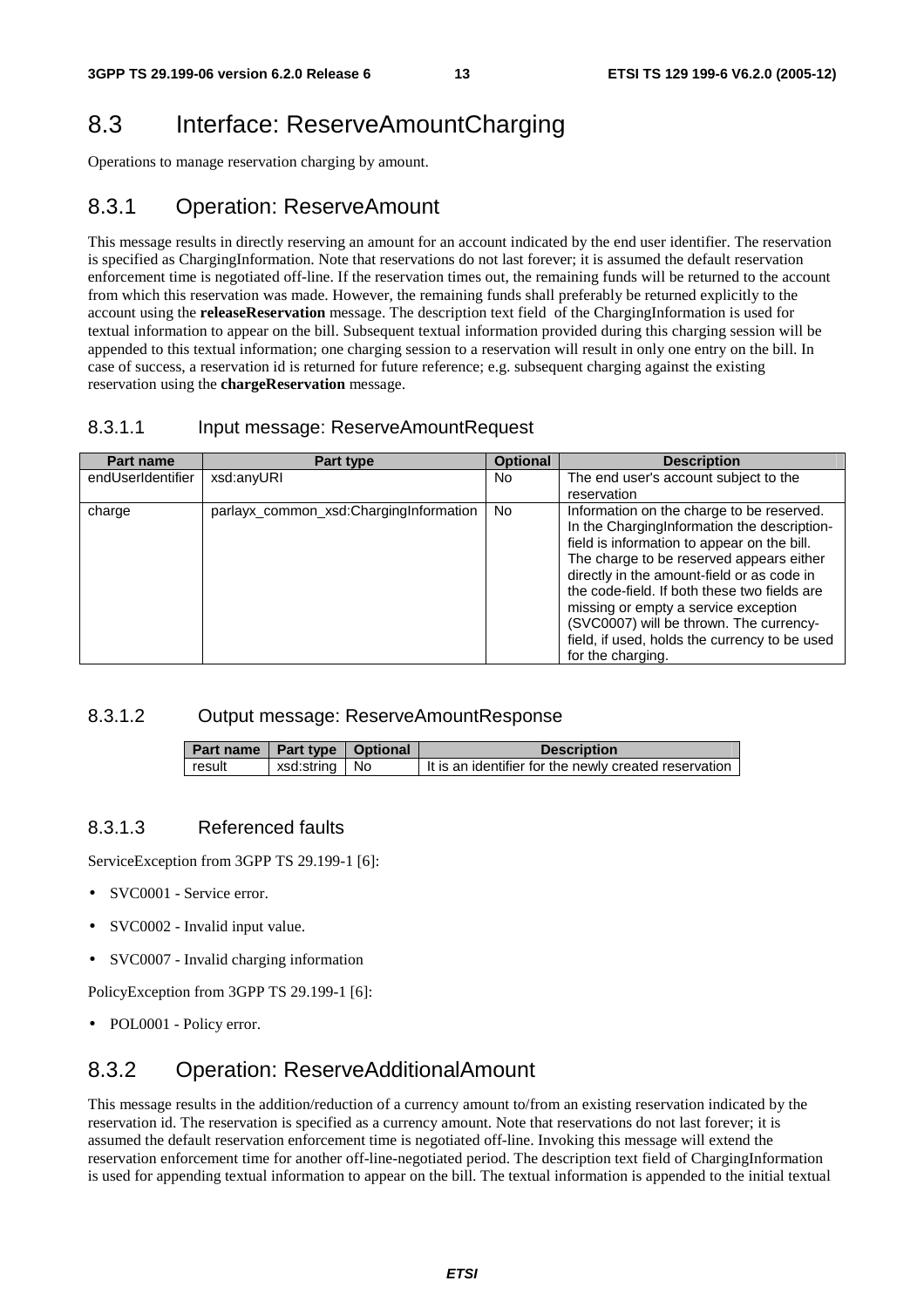# 8.3 Interface: ReserveAmountCharging

Operations to manage reservation charging by amount.

## 8.3.1 Operation: ReserveAmount

This message results in directly reserving an amount for an account indicated by the end user identifier. The reservation is specified as ChargingInformation. Note that reservations do not last forever; it is assumed the default reservation enforcement time is negotiated off-line. If the reservation times out, the remaining funds will be returned to the account from which this reservation was made. However, the remaining funds shall preferably be returned explicitly to the account using the **releaseReservation** message. The description text field of the ChargingInformation is used for textual information to appear on the bill. Subsequent textual information provided during this charging session will be appended to this textual information; one charging session to a reservation will result in only one entry on the bill. In case of success, a reservation id is returned for future reference; e.g. subsequent charging against the existing reservation using the **chargeReservation** message.

### 8.3.1.1 Input message: ReserveAmountRequest

| Part name | Part type | Optional | Description |
|---|---|---|---|
| endUserIdentifier | xsd:anyURI | No | The end user's account subject to the reservation |
| charge | parlayx_common_xsd:ChargingInformation | No | Information on the charge to be reserved. In the ChargingInformation the description-field is information to appear on the bill. The charge to be reserved appears either directly in the amount-field or as code in the code-field. If both these two fields are missing or empty a service exception (SVC0007) will be thrown. The currency-field, if used, holds the currency to be used for the charging. |

### 8.3.1.2 Output message: ReserveAmountResponse

| Part name | Part type | Optional | Description |
|---|---|---|---|
| result | xsd:string | No | It is an identifier for the newly created reservation |

### 8.3.1.3 Referenced faults

ServiceException from 3GPP TS 29.199-1 [6]:

- SVC0001 - Service error.
- SVC0002 - Invalid input value.
- SVC0007 - Invalid charging information

PolicyException from 3GPP TS 29.199-1 [6]:

- POL0001 - Policy error.

## 8.3.2 Operation: ReserveAdditionalAmount

This message results in the addition/reduction of a currency amount to/from an existing reservation indicated by the reservation id. The reservation is specified as a currency amount. Note that reservations do not last forever; it is assumed the default reservation enforcement time is negotiated off-line. Invoking this message will extend the reservation enforcement time for another off-line-negotiated period. The description text field of ChargingInformation is used for appending textual information to appear on the bill. The textual information is appended to the initial textual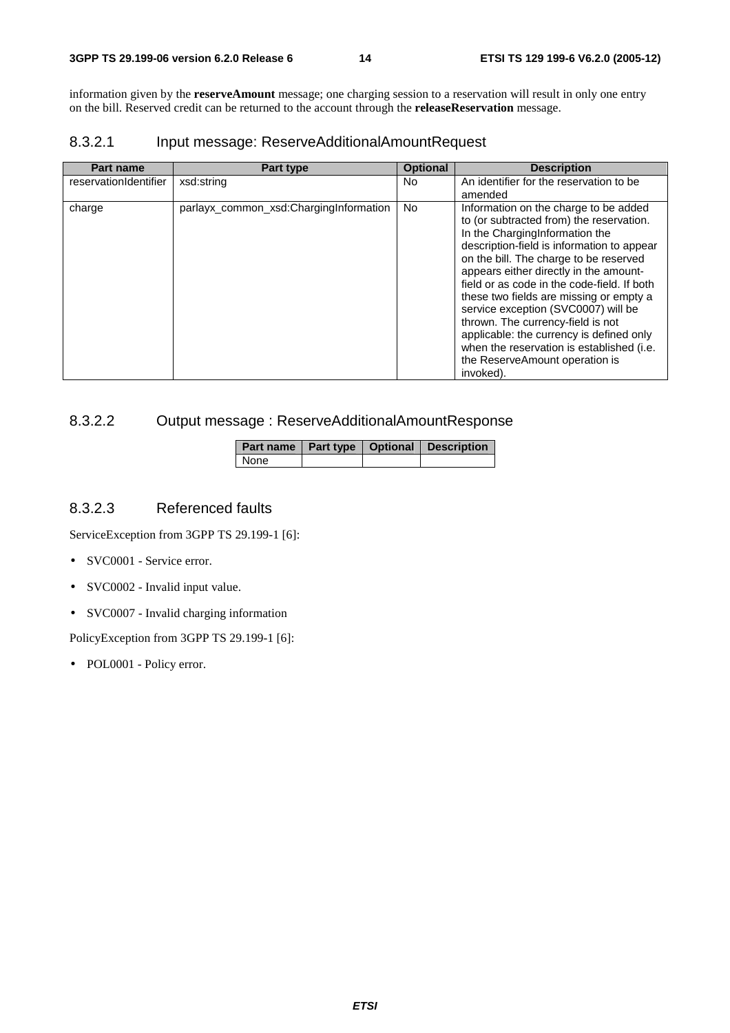information given by the **reserveAmount** message; one charging session to a reservation will result in only one entry on the bill. Reserved credit can be returned to the account through the **releaseReservation** message.

#### 8.3.2.1 Input message: ReserveAdditionalAmountRequest

| Part name | Part type | Optional | Description |
|---|---|---|---|
| reservationIdentifier | xsd:string | No | An identifier for the reservation to be amended |
| charge | parlayx_common_xsd:ChargingInformation | No | Information on the charge to be added to (or subtracted from) the reservation. In the ChargingInformation the description-field is information to appear on the bill. The charge to be reserved appears either directly in the amount-field or as code in the code-field. If both these two fields are missing or empty a service exception (SVC0007) will be thrown. The currency-field is not applicable: the currency is defined only when the reservation is established (i.e. the ReserveAmount operation is invoked). |

#### 8.3.2.2 Output message : ReserveAdditionalAmountResponse

| Part name | Part type | Optional | Description |
|---|---|---|---|
| None | | | |

#### 8.3.2.3 Referenced faults

ServiceException from 3GPP TS 29.199-1 [6]:

- SVC0001 - Service error.
- SVC0002 - Invalid input value.
- SVC0007 - Invalid charging information

PolicyException from 3GPP TS 29.199-1 [6]:

- POL0001 - Policy error.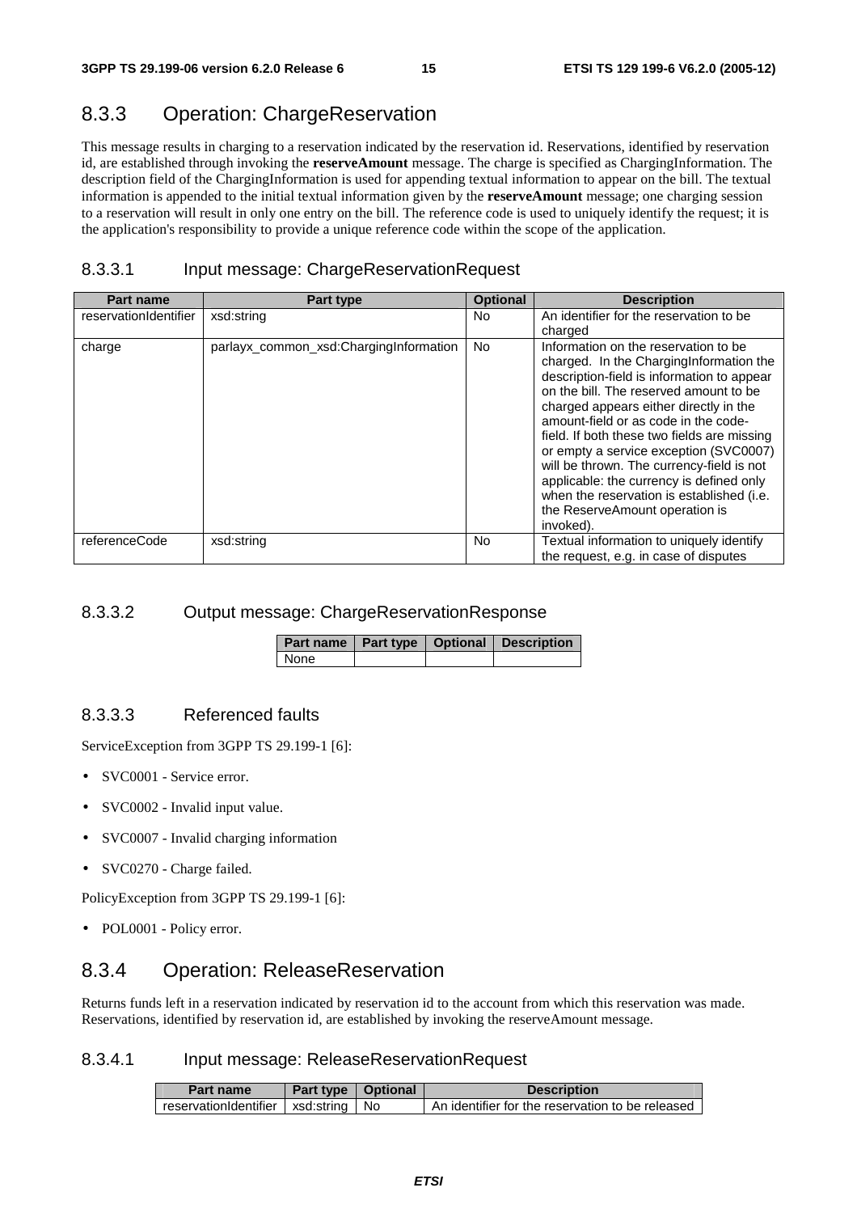## 8.3.3 Operation: ChargeReservation

This message results in charging to a reservation indicated by the reservation id. Reservations, identified by reservation id, are established through invoking the **reserveAmount** message. The charge is specified as ChargingInformation. The description field of the ChargingInformation is used for appending textual information to appear on the bill. The textual information is appended to the initial textual information given by the **reserveAmount** message; one charging session to a reservation will result in only one entry on the bill. The reference code is used to uniquely identify the request; it is the application's responsibility to provide a unique reference code within the scope of the application.

### 8.3.3.1 Input message: ChargeReservationRequest

| Part name | Part type | Optional | Description |
| --- | --- | --- | --- |
| reservationIdentifier | xsd:string | No | An identifier for the reservation to be charged |
| charge | parlayx_common_xsd:ChargingInformation | No | Information on the reservation to be charged. In the ChargingInformation the description-field is information to appear on the bill. The reserved amount to be charged appears either directly in the amount-field or as code in the code-field. If both these two fields are missing or empty a service exception (SVC0007) will be thrown. The currency-field is not applicable: the currency is defined only when the reservation is established (i.e. the ReserveAmount operation is invoked). |
| referenceCode | xsd:string | No | Textual information to uniquely identify the request, e.g. in case of disputes |

### 8.3.3.2 Output message: ChargeReservationResponse

| Part name | Part type | Optional | Description |
| --- | --- | --- | --- |
| None | | | |

### 8.3.3.3 Referenced faults

ServiceException from 3GPP TS 29.199-1 [6]:

- SVC0001 - Service error.
- SVC0002 - Invalid input value.
- SVC0007 - Invalid charging information
- SVC0270 - Charge failed.

PolicyException from 3GPP TS 29.199-1 [6]:

- POL0001 - Policy error.

## 8.3.4 Operation: ReleaseReservation

Returns funds left in a reservation indicated by reservation id to the account from which this reservation was made. Reservations, identified by reservation id, are established by invoking the reserveAmount message.

### 8.3.4.1 Input message: ReleaseReservationRequest

| Part name | Part type | Optional | Description |
| --- | --- | --- | --- |
| reservationIdentifier | xsd:string | No | An identifier for the reservation to be released |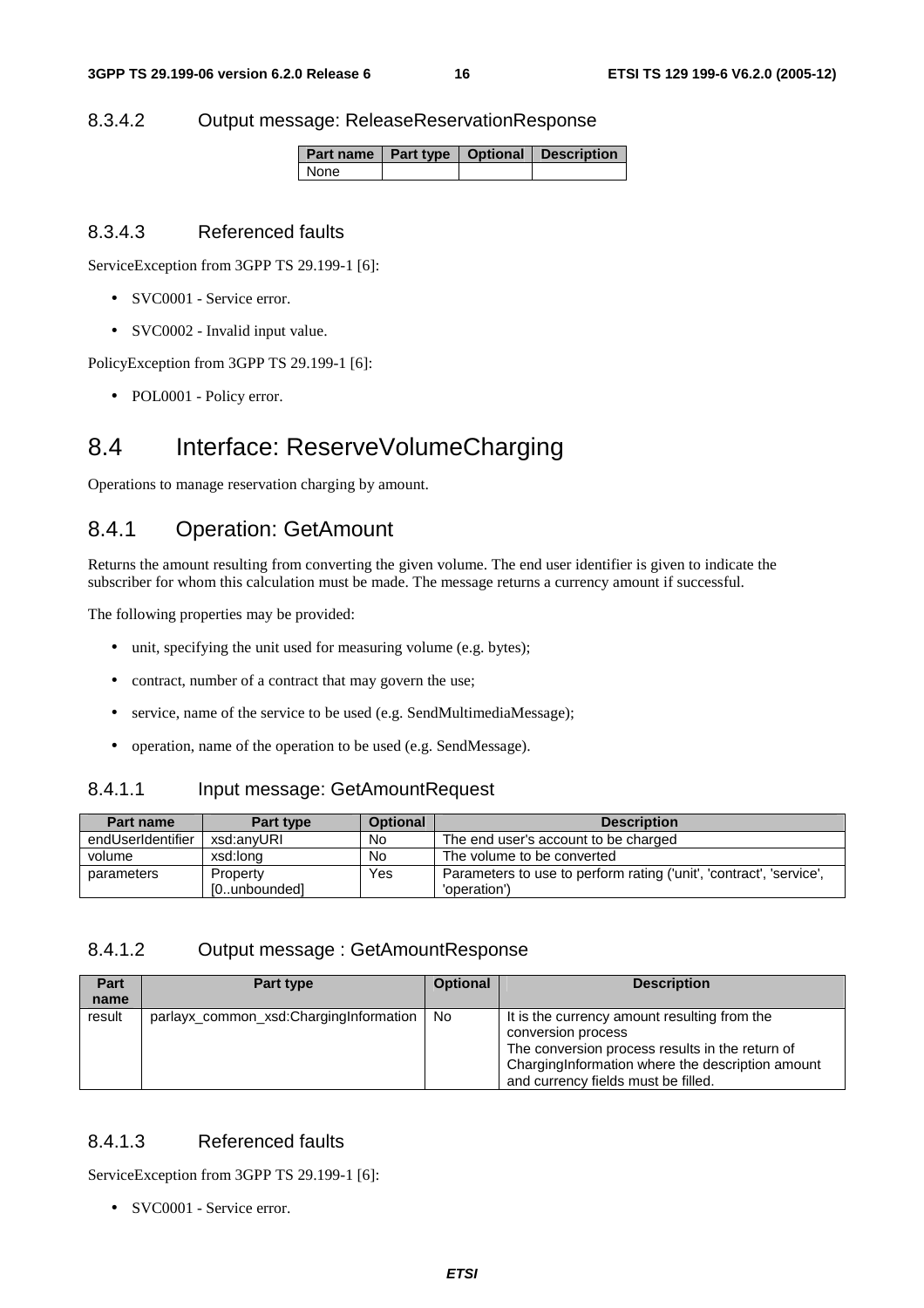#### 8.3.4.2 Output message: ReleaseReservationResponse

| Part name | Part type | Optional | Description |
|---|---|---|---|
| None | | | |

#### 8.3.4.3 Referenced faults

ServiceException from 3GPP TS 29.199-1 [6]:

- SVC0001 - Service error.
- SVC0002 - Invalid input value.

PolicyException from 3GPP TS 29.199-1 [6]:

- POL0001 - Policy error.

## 8.4 Interface: ReserveVolumeCharging

Operations to manage reservation charging by amount.

### 8.4.1 Operation: GetAmount

Returns the amount resulting from converting the given volume. The end user identifier is given to indicate the subscriber for whom this calculation must be made. The message returns a currency amount if successful.

The following properties may be provided:

- unit, specifying the unit used for measuring volume (e.g. bytes);
- contract, number of a contract that may govern the use;
- service, name of the service to be used (e.g. SendMultimediaMessage);
- operation, name of the operation to be used (e.g. SendMessage).

#### 8.4.1.1 Input message: GetAmountRequest

| Part name | Part type | Optional | Description |
|---|---|---|---|
| endUserIdentifier | xsd:anyURI | No | The end user's account to be charged |
| volume | xsd:long | No | The volume to be converted |
| parameters | Property [0..unbounded] | Yes | Parameters to use to perform rating ('unit', 'contract', 'service', 'operation') |

#### 8.4.1.2 Output message : GetAmountResponse

| Part name | Part type | Optional | Description |
|---|---|---|---|
| result | parlayx_common_xsd:ChargingInformation | No | It is the currency amount resulting from the conversion process The conversion process results in the return of ChargingInformation where the description amount and currency fields must be filled. |

#### 8.4.1.3 Referenced faults

ServiceException from 3GPP TS 29.199-1 [6]:

- SVC0001 - Service error.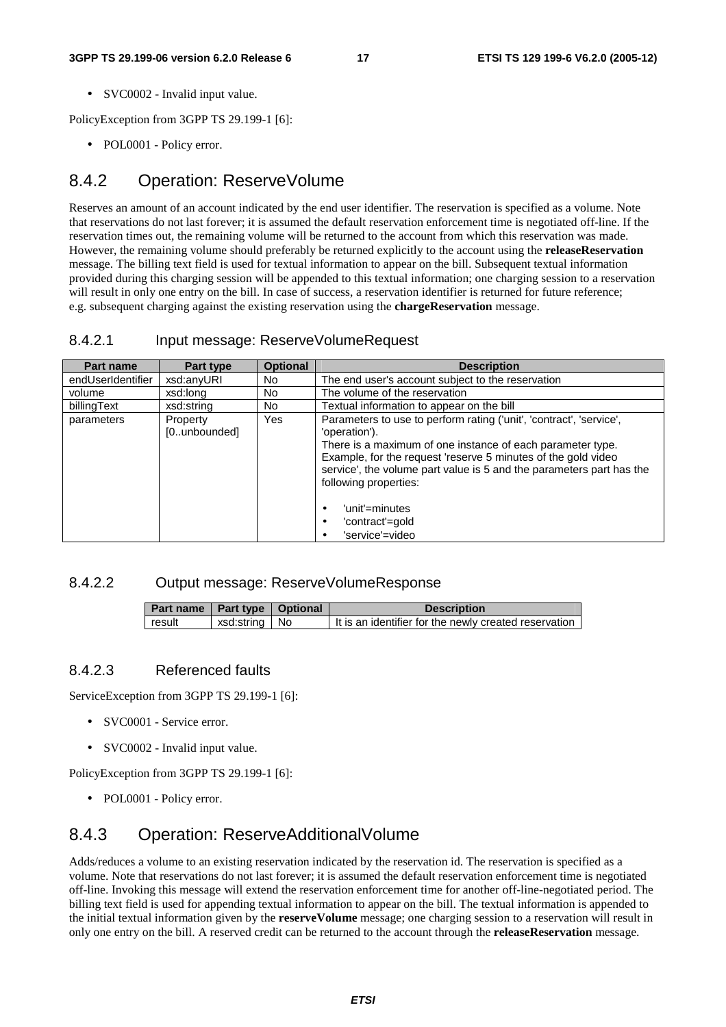- SVC0002 - Invalid input value.

PolicyException from 3GPP TS 29.199-1 [6]:

- POL0001 - Policy error.

## 8.4.2 Operation: ReserveVolume

Reserves an amount of an account indicated by the end user identifier. The reservation is specified as a volume. Note that reservations do not last forever; it is assumed the default reservation enforcement time is negotiated off-line. If the reservation times out, the remaining volume will be returned to the account from which this reservation was made. However, the remaining volume should preferably be returned explicitly to the account using the **releaseReservation** message. The billing text field is used for textual information to appear on the bill. Subsequent textual information provided during this charging session will be appended to this textual information; one charging session to a reservation will result in only one entry on the bill. In case of success, a reservation identifier is returned for future reference; e.g. subsequent charging against the existing reservation using the **chargeReservation** message.

### 8.4.2.1 Input message: ReserveVolumeRequest

| Part name | Part type | Optional | Description |
|---|---|---|---|
| endUserIdentifier | xsd:anyURI | No | The end user's account subject to the reservation |
| volume | xsd:long | No | The volume of the reservation |
| billingText | xsd:string | No | Textual information to appear on the bill |
| parameters | Property [0..unbounded] | Yes | Parameters to use to perform rating ('unit', 'contract', 'service', 'operation'). There is a maximum of one instance of each parameter type. Example, for the request 'reserve 5 minutes of the gold video service', the volume part value is 5 and the parameters part has the following properties: • 'unit'=minutes • 'contract'=gold • 'service'=video |

### 8.4.2.2 Output message: ReserveVolumeResponse

| Part name | Part type | Optional | Description |
|---|---|---|---|
| result | xsd:string | No | It is an identifier for the newly created reservation |

### 8.4.2.3 Referenced faults

ServiceException from 3GPP TS 29.199-1 [6]:

- SVC0001 - Service error.
- SVC0002 - Invalid input value.

PolicyException from 3GPP TS 29.199-1 [6]:

- POL0001 - Policy error.

## 8.4.3 Operation: ReserveAdditionalVolume

Adds/reduces a volume to an existing reservation indicated by the reservation id. The reservation is specified as a volume. Note that reservations do not last forever; it is assumed the default reservation enforcement time is negotiated off-line. Invoking this message will extend the reservation enforcement time for another off-line-negotiated period. The billing text field is used for appending textual information to appear on the bill. The textual information is appended to the initial textual information given by the **reserveVolume** message; one charging session to a reservation will result in only one entry on the bill. A reserved credit can be returned to the account through the **releaseReservation** message.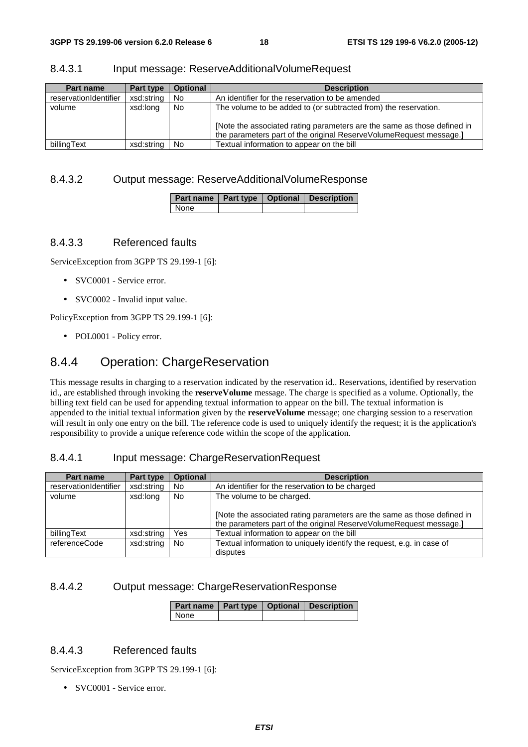#### 8.4.3.1 Input message: ReserveAdditionalVolumeRequest

| Part name | Part type | Optional | Description |
| --- | --- | --- | --- |
| reservationIdentifier | xsd:string | No | An identifier for the reservation to be amended |
| volume | xsd:long | No | The volume to be added to (or subtracted from) the reservation.<br><br>[Note the associated rating parameters are the same as those defined in the parameters part of the original ReserveVolumeRequest message.] |
| billingText | xsd:string | No | Textual information to appear on the bill |

#### 8.4.3.2 Output message: ReserveAdditionalVolumeResponse

| Part name | Part type | Optional | Description |
| --- | --- | --- | --- |
| None | | | |

#### 8.4.3.3 Referenced faults

ServiceException from 3GPP TS 29.199-1 [6]:

- SVC0001 - Service error.
- SVC0002 - Invalid input value.

PolicyException from 3GPP TS 29.199-1 [6]:

- POL0001 - Policy error.

### 8.4.4 Operation: ChargeReservation

This message results in charging to a reservation indicated by the reservation id.. Reservations, identified by reservation id., are established through invoking the **reserveVolume** message. The charge is specified as a volume. Optionally, the billing text field can be used for appending textual information to appear on the bill. The textual information is appended to the initial textual information given by the **reserveVolume** message; one charging session to a reservation will result in only one entry on the bill. The reference code is used to uniquely identify the request; it is the application's responsibility to provide a unique reference code within the scope of the application.

#### 8.4.4.1 Input message: ChargeReservationRequest

| Part name | Part type | Optional | Description |
| --- | --- | --- | --- |
| reservationIdentifier | xsd:string | No | An identifier for the reservation to be charged |
| volume | xsd:long | No | The volume to be charged.<br><br>[Note the associated rating parameters are the same as those defined in the parameters part of the original ReserveVolumeRequest message.] |
| billingText | xsd:string | Yes | Textual information to appear on the bill |
| referenceCode | xsd:string | No | Textual information to uniquely identify the request, e.g. in case of disputes |

#### 8.4.4.2 Output message: ChargeReservationResponse

| Part name | Part type | Optional | Description |
| --- | --- | --- | --- |
| None | | | |

#### 8.4.4.3 Referenced faults

ServiceException from 3GPP TS 29.199-1 [6]:

- SVC0001 - Service error.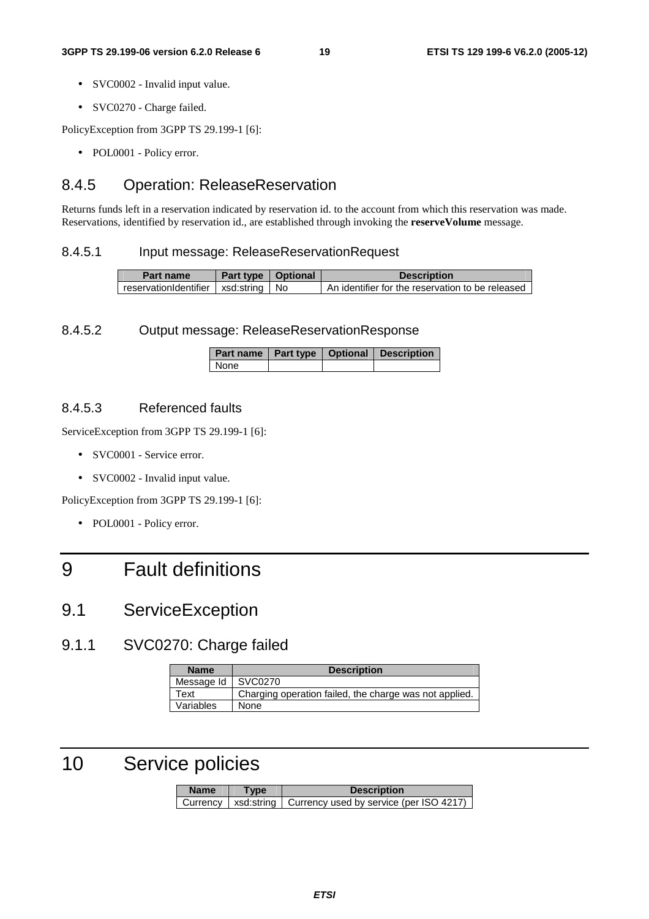- SVC0002 - Invalid input value.
- SVC0270 - Charge failed.

PolicyException from 3GPP TS 29.199-1 [6]:

- POL0001 - Policy error.

### 8.4.5 Operation: ReleaseReservation

Returns funds left in a reservation indicated by reservation id. to the account from which this reservation was made. Reservations, identified by reservation id., are established through invoking the **reserveVolume** message.

#### 8.4.5.1 Input message: ReleaseReservationRequest

| Part name | Part type | Optional | Description |
| --- | --- | --- | --- |
| reservationIdentifier | xsd:string | No | An identifier for the reservation to be released |

#### 8.4.5.2 Output message: ReleaseReservationResponse

| Part name | Part type | Optional | Description |
| --- | --- | --- | --- |
| None | | | |

#### 8.4.5.3 Referenced faults

ServiceException from 3GPP TS 29.199-1 [6]:

- SVC0001 - Service error.
- SVC0002 - Invalid input value.

PolicyException from 3GPP TS 29.199-1 [6]:

- POL0001 - Policy error.

# 9 Fault definitions

## 9.1 ServiceException

### 9.1.1 SVC0270: Charge failed

| Name | Description |
| --- | --- |
| Message Id | SVC0270 |
| Text | Charging operation failed, the charge was not applied. |
| Variables | None |

# 10 Service policies

| Name | Type | Description |
| --- | --- | --- |
| Currency | xsd:string | Currency used by service (per ISO 4217) |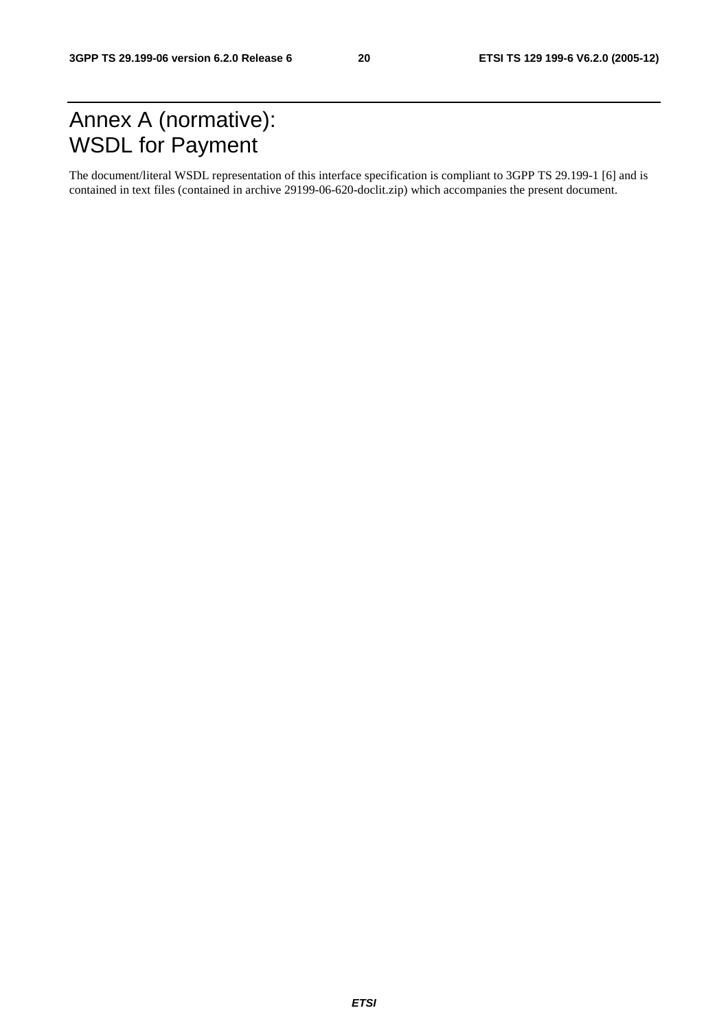# Annex A (normative): WSDL for Payment

The document/literal WSDL representation of this interface specification is compliant to 3GPP TS 29.199-1 [6] and is contained in text files (contained in archive 29199-06-620-doclit.zip) which accompanies the present document.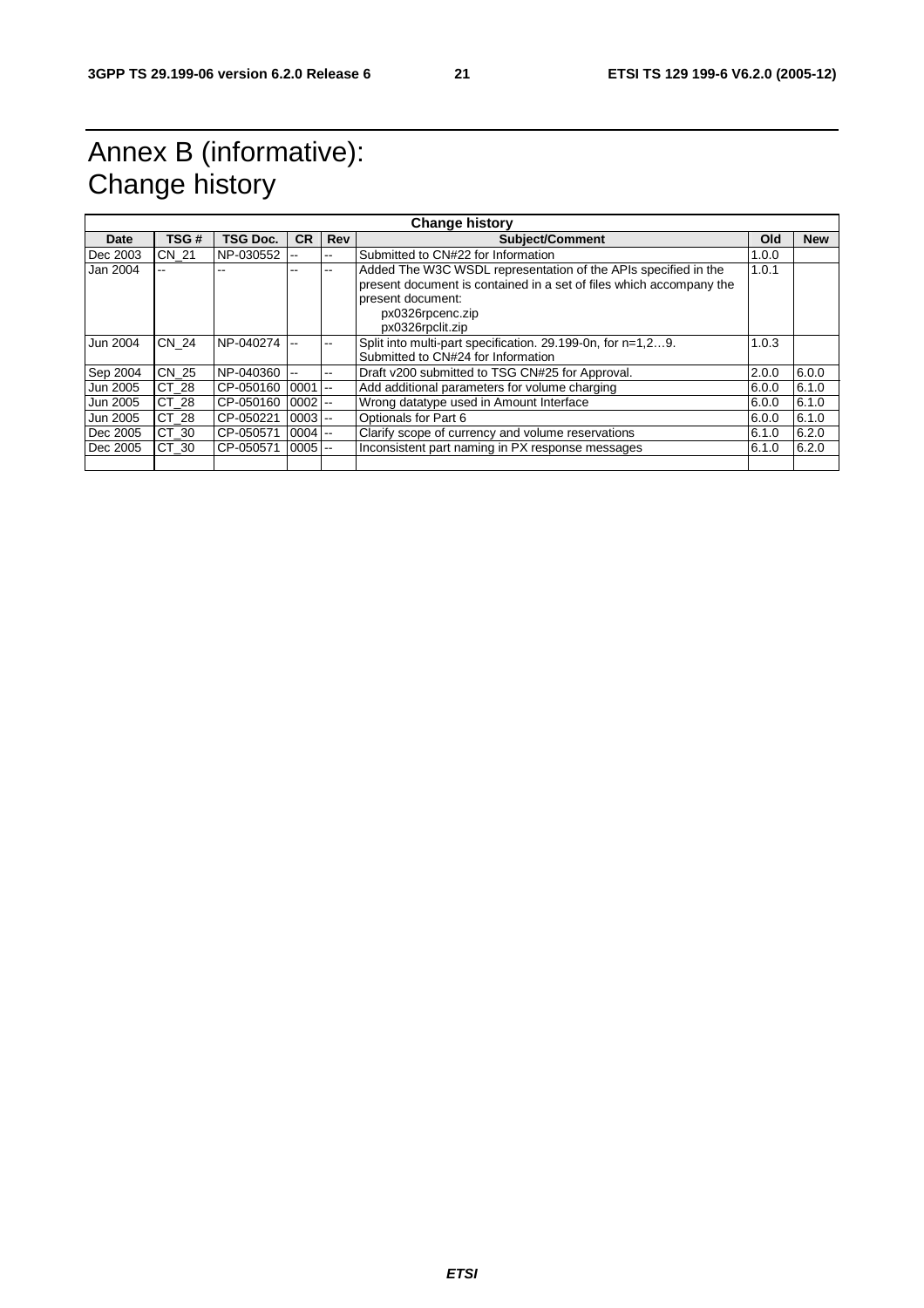# Annex B (informative): Change history

| Change history | | | | | | | |
|---|---|---|---|---|---|---|---|
| **Date** | **TSG #** | **TSG Doc.** | **CR** | **Rev** | **Subject/Comment** | **Old** | **New** |
| Dec 2003 | CN_21 | NP-030552 | -- | -- | Submitted to CN#22 for Information | 1.0.0 | |
| Jan 2004 | -- | -- | -- | -- | Added The W3C WSDL representation of the APIs specified in the present document is contained in a set of files which accompany the present document: px0326rpcenc.zip px0326rpclit.zip | 1.0.1 | |
| Jun 2004 | CN_24 | NP-040274 | -- | -- | Split into multi-part specification. 29.199-0n, for n=1,2…9. Submitted to CN#24 for Information | 1.0.3 | |
| Sep 2004 | CN_25 | NP-040360 | -- | -- | Draft v200 submitted to TSG CN#25 for Approval. | 2.0.0 | 6.0.0 |
| Jun 2005 | CT_28 | CP-050160 | 0001 | -- | Add additional parameters for volume charging | 6.0.0 | 6.1.0 |
| Jun 2005 | CT_28 | CP-050160 | 0002 | -- | Wrong datatype used in Amount Interface | 6.0.0 | 6.1.0 |
| Jun 2005 | CT_28 | CP-050221 | 0003 | -- | Optionals for Part 6 | 6.0.0 | 6.1.0 |
| Dec 2005 | CT_30 | CP-050571 | 0004 | -- | Clarify scope of currency and volume reservations | 6.1.0 | 6.2.0 |
| Dec 2005 | CT_30 | CP-050571 | 0005 | -- | Inconsistent part naming in PX response messages | 6.1.0 | 6.2.0 |
| | | | | | | | |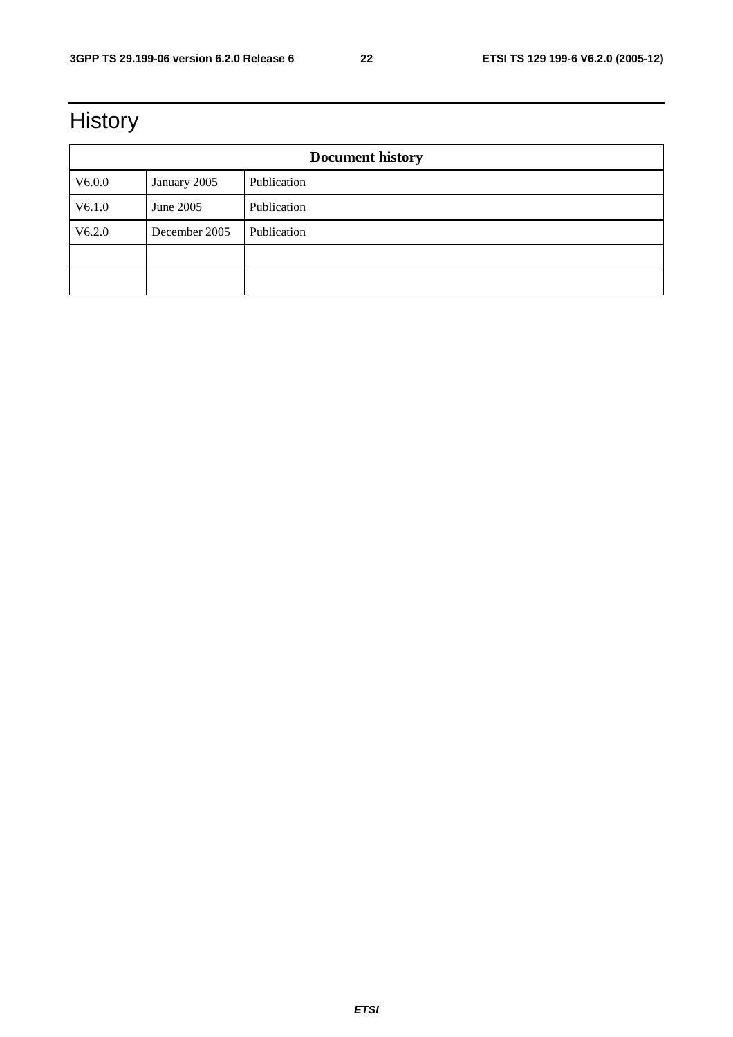# History

| Document history | | |
|---|---|---|
| V6.0.0 | January 2005 | Publication |
| V6.1.0 | June 2005 | Publication |
| V6.2.0 | December 2005 | Publication |
| | | |
| | | |